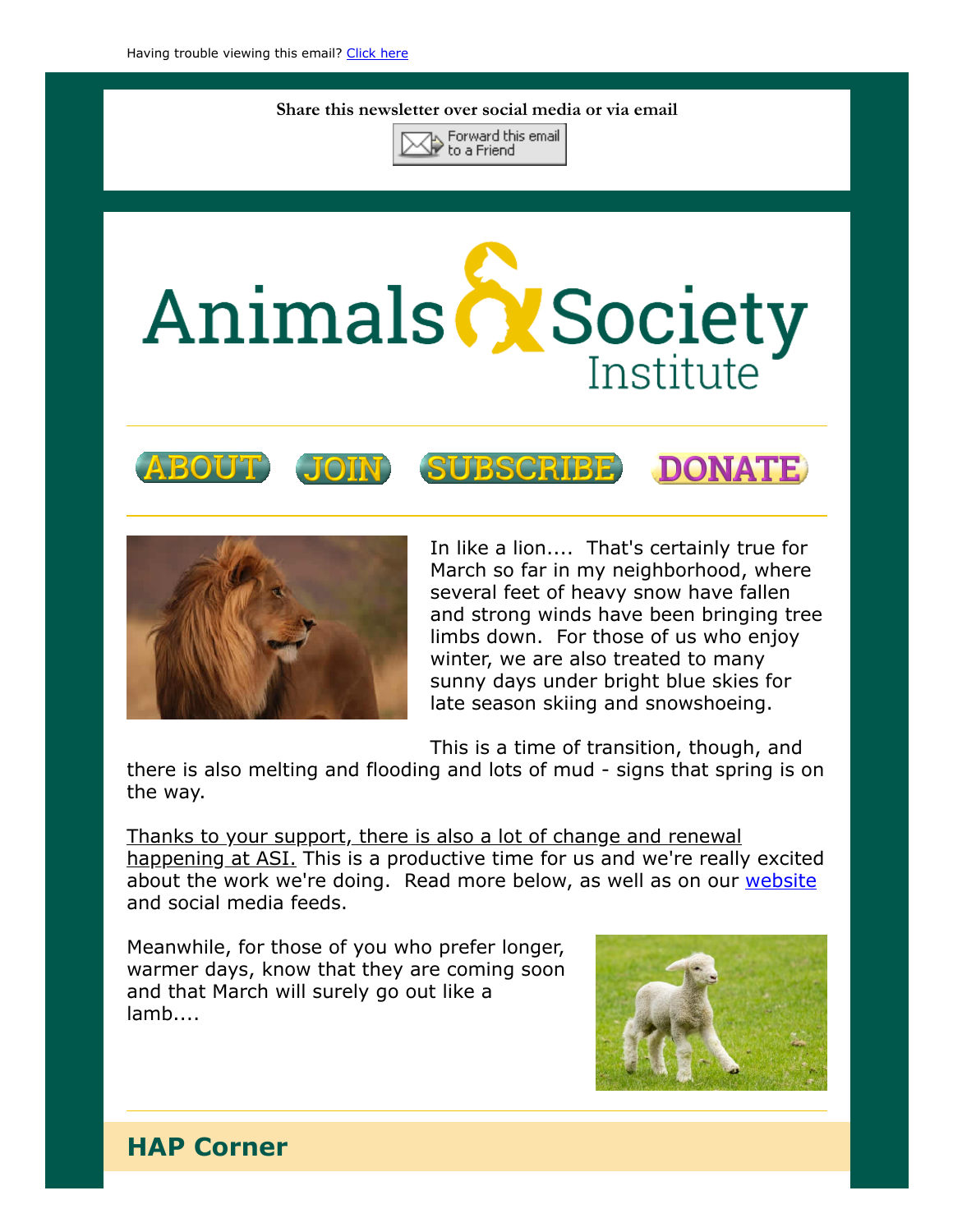Having trouble viewing this email? Click here

**Share this newsletter over social media or via email**

Forward this email to a Friend

# Animals & Society Institute

ABOUT JOIN SUBSCRIBE DONATE

In like a lion.... That's certainly true for March so far in my neighborhood, where several feet of heavy snow have fallen and strong winds have been bringing tree limbs down. For those of us who enjoy winter, we are also treated to many sunny days under bright blue skies for late season skiing and snowshoeing.

This is a time of transition, though, and there is also melting and flooding and lots of mud - signs that spring is on the way.

Thanks to your support, there is also a lot of change and renewal happening at ASI. This is a productive time for us and we're really excited about the work we're doing. Read more below, as well as on our website and social media feeds.

Meanwhile, for those of you who prefer longer, warmer days, know that they are coming soon and that March will surely go out like a lamb....

## HAP Corner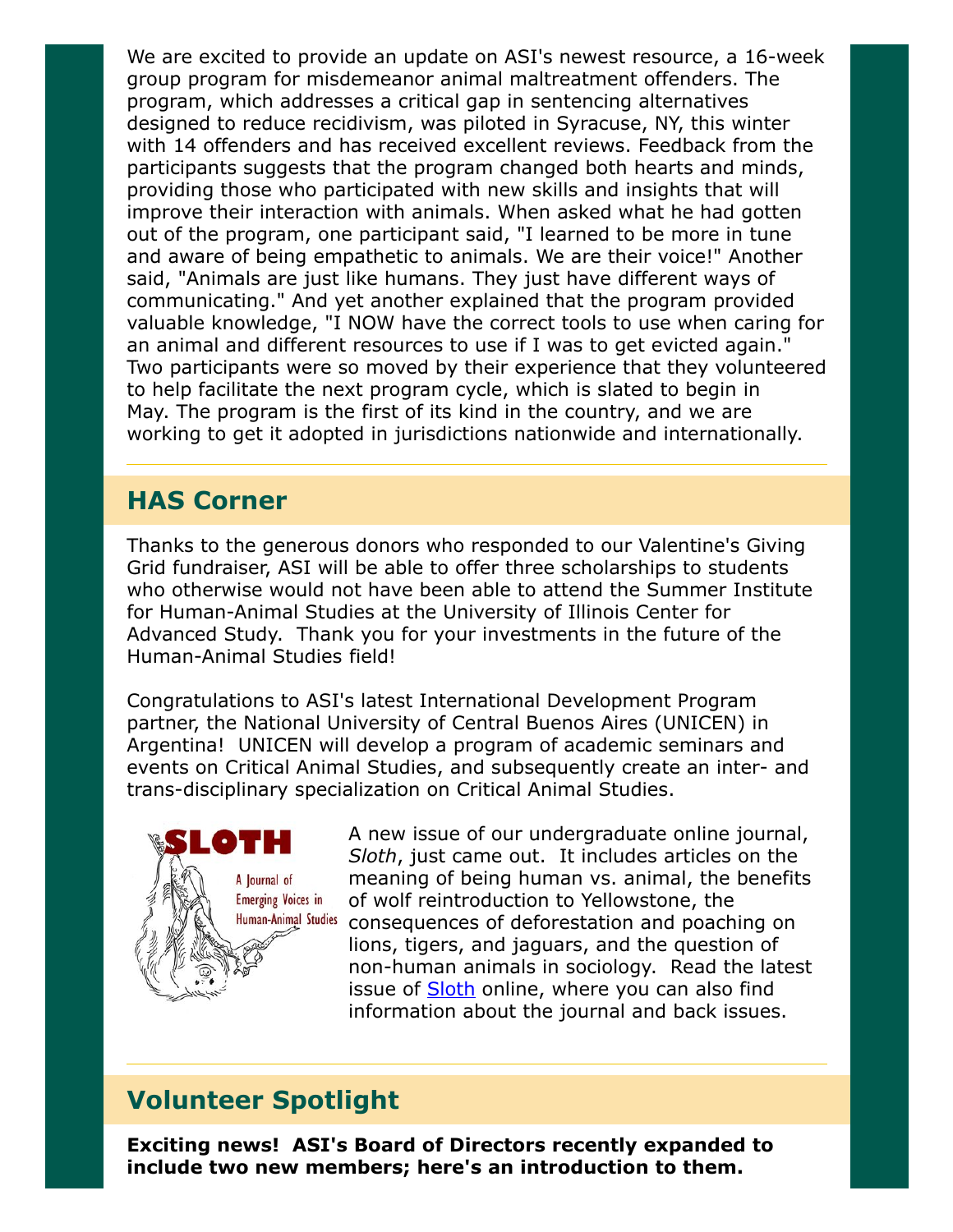We are excited to provide an update on ASI's newest resource, a 16-week group program for misdemeanor animal maltreatment offenders. The program, which addresses a critical gap in sentencing alternatives designed to reduce recidivism, was piloted in Syracuse, NY, this winter with 14 offenders and has received excellent reviews. Feedback from the participants suggests that the program changed both hearts and minds, providing those who participated with new skills and insights that will improve their interaction with animals. When asked what he had gotten out of the program, one participant said, "I learned to be more in tune and aware of being empathetic to animals. We are their voice!" Another said, "Animals are just like humans. They just have different ways of communicating." And yet another explained that the program provided valuable knowledge, "I NOW have the correct tools to use when caring for an animal and different resources to use if I was to get evicted again." Two participants were so moved by their experience that they volunteered to help facilitate the next program cycle, which is slated to begin in May. The program is the first of its kind in the country, and we are working to get it adopted in jurisdictions nationwide and internationally.

---

## HAS Corner

Thanks to the generous donors who responded to our Valentine's Giving Grid fundraiser, ASI will be able to offer three scholarships to students who otherwise would not have been able to attend the Summer Institute for Human-Animal Studies at the University of Illinois Center for Advanced Study. Thank you for your investments in the future of the Human-Animal Studies field!

Congratulations to ASI's latest International Development Program partner, the National University of Central Buenos Aires (UNICEN) in Argentina! UNICEN will develop a program of academic seminars and events on Critical Animal Studies, and subsequently create an inter- and trans-disciplinary specialization on Critical Animal Studies.

SLOTH
A Journal of Emerging Voices in Human-Animal Studies

A new issue of our undergraduate online journal, *Sloth*, just came out. It includes articles on the meaning of being human vs. animal, the benefits of wolf reintroduction to Yellowstone, the consequences of deforestation and poaching on lions, tigers, and jaguars, and the question of non-human animals in sociology. Read the latest issue of Sloth online, where you can also find information about the journal and back issues.

---

## Volunteer Spotlight

**Exciting news! ASI's Board of Directors recently expanded to include two new members; here's an introduction to them.**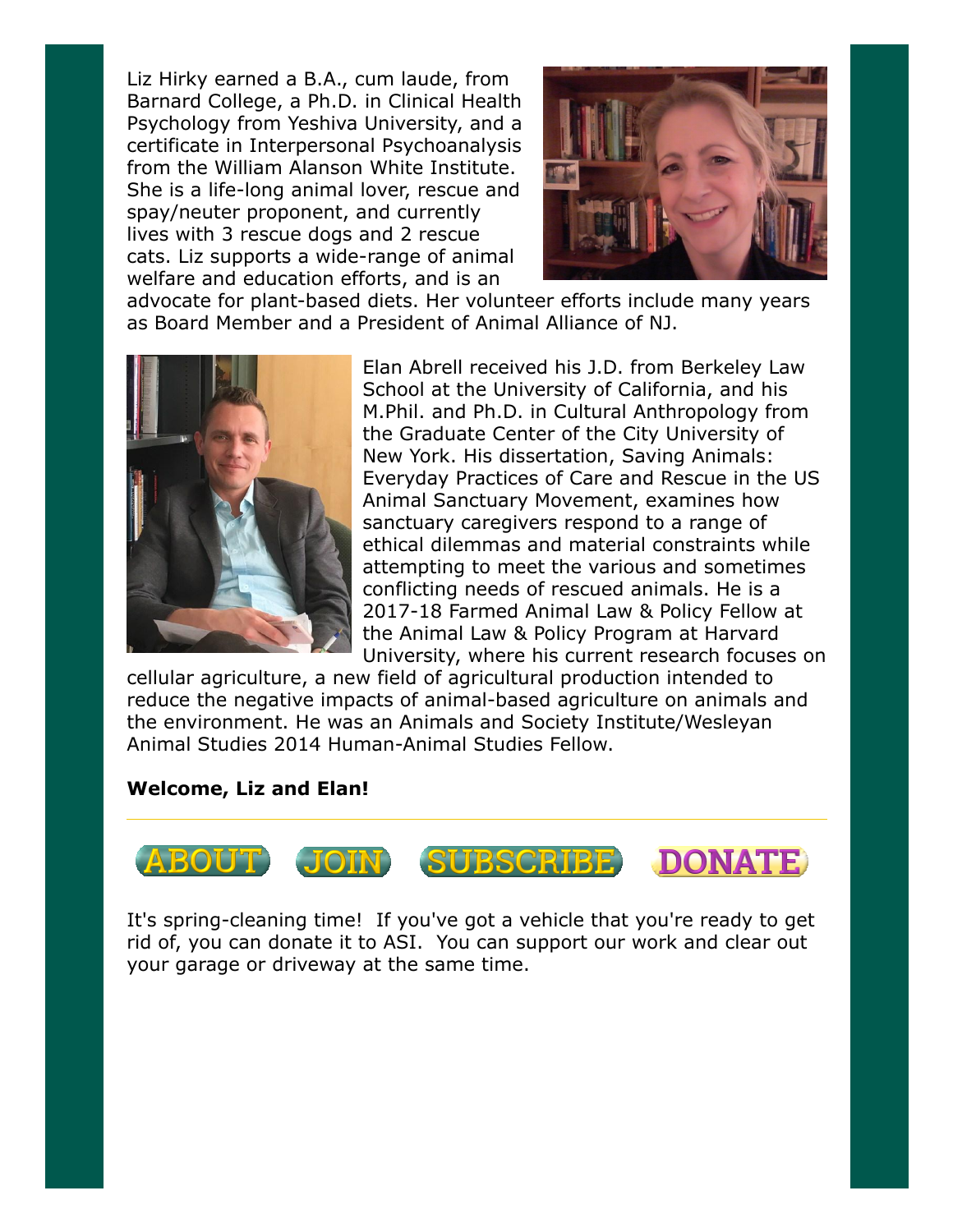Liz Hirky earned a B.A., cum laude, from Barnard College, a Ph.D. in Clinical Health Psychology from Yeshiva University, and a certificate in Interpersonal Psychoanalysis from the William Alanson White Institute. She is a life-long animal lover, rescue and spay/neuter proponent, and currently lives with 3 rescue dogs and 2 rescue cats. Liz supports a wide-range of animal welfare and education efforts, and is an advocate for plant-based diets. Her volunteer efforts include many years as Board Member and a President of Animal Alliance of NJ.

Elan Abrell received his J.D. from Berkeley Law School at the University of California, and his M.Phil. and Ph.D. in Cultural Anthropology from the Graduate Center of the City University of New York. His dissertation, Saving Animals: Everyday Practices of Care and Rescue in the US Animal Sanctuary Movement, examines how sanctuary caregivers respond to a range of ethical dilemmas and material constraints while attempting to meet the various and sometimes conflicting needs of rescued animals. He is a 2017-18 Farmed Animal Law & Policy Fellow at the Animal Law & Policy Program at Harvard University, where his current research focuses on cellular agriculture, a new field of agricultural production intended to reduce the negative impacts of animal-based agriculture on animals and the environment. He was an Animals and Society Institute/Wesleyan Animal Studies 2014 Human-Animal Studies Fellow.

**Welcome, Liz and Elan!**

---

ABOUT JOIN SUBSCRIBE DONATE

It's spring-cleaning time! If you've got a vehicle that you're ready to get rid of, you can donate it to ASI. You can support our work and clear out your garage or driveway at the same time.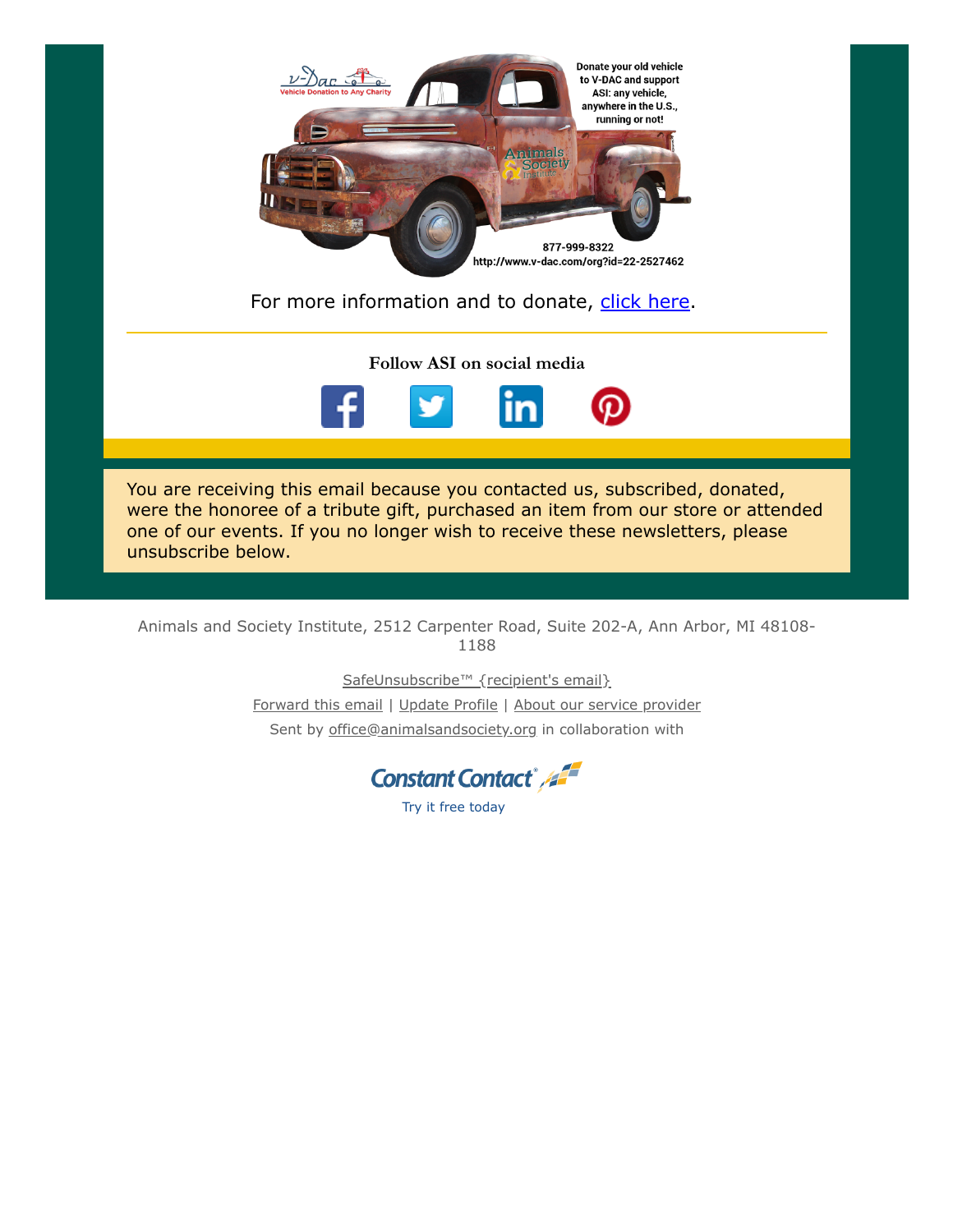Donate your old vehicle to V-DAC and support ASI: any vehicle, anywhere in the U.S., running or not!

877-999-8322
http://www.v-dac.com/org?id=22-2527462

For more information and to donate, click here.

---

**Follow ASI on social media**

You are receiving this email because you contacted us, subscribed, donated, were the honoree of a tribute gift, purchased an item from our store or attended one of our events. If you no longer wish to receive these newsletters, please unsubscribe below.

Animals and Society Institute, 2512 Carpenter Road, Suite 202-A, Ann Arbor, MI 48108-1188

SafeUnsubscribe™ {recipient's email}

Forward this email | Update Profile | About our service provider

Sent by office@animalsandsociety.org in collaboration with

Constant Contact

Try it free today